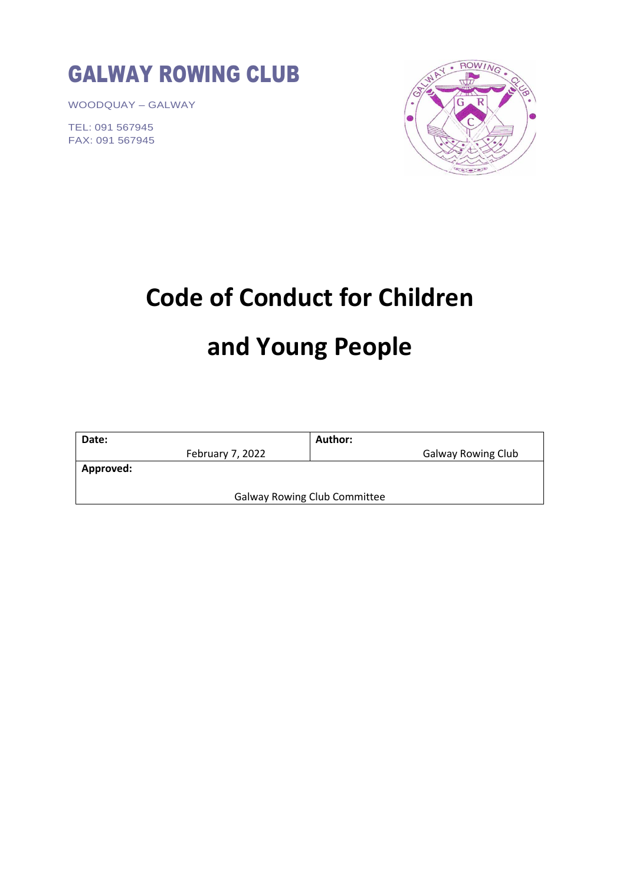# GALWAY ROWING CLUB

WOODQUAY – GALWAY

TEL: 091 567945
FAX: 091 567945

# Code of Conduct for Children and Young People

| **Date:** February 7, 2022 | **Author:** Galway Rowing Club |
|---|---|
| **Approved:** Galway Rowing Club Committee | |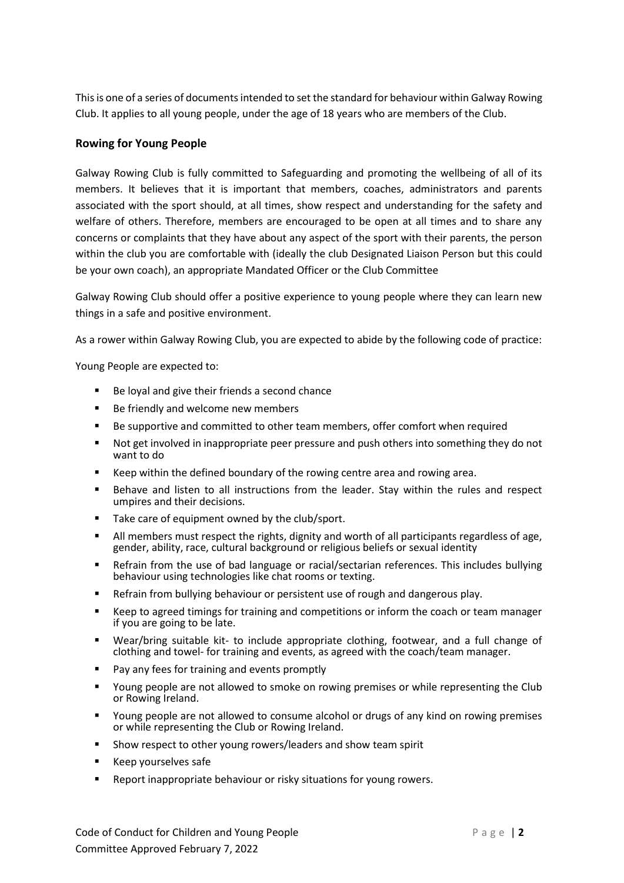This is one of a series of documents intended to set the standard for behaviour within Galway Rowing Club. It applies to all young people, under the age of 18 years who are members of the Club.

### Rowing for Young People

Galway Rowing Club is fully committed to Safeguarding and promoting the wellbeing of all of its members. It believes that it is important that members, coaches, administrators and parents associated with the sport should, at all times, show respect and understanding for the safety and welfare of others. Therefore, members are encouraged to be open at all times and to share any concerns or complaints that they have about any aspect of the sport with their parents, the person within the club you are comfortable with (ideally the club Designated Liaison Person but this could be your own coach), an appropriate Mandated Officer or the Club Committee

Galway Rowing Club should offer a positive experience to young people where they can learn new things in a safe and positive environment.

As a rower within Galway Rowing Club, you are expected to abide by the following code of practice:

Young People are expected to:

- Be loyal and give their friends a second chance
- Be friendly and welcome new members
- Be supportive and committed to other team members, offer comfort when required
- Not get involved in inappropriate peer pressure and push others into something they do not want to do
- Keep within the defined boundary of the rowing centre area and rowing area.
- Behave and listen to all instructions from the leader. Stay within the rules and respect umpires and their decisions.
- Take care of equipment owned by the club/sport.
- All members must respect the rights, dignity and worth of all participants regardless of age, gender, ability, race, cultural background or religious beliefs or sexual identity
- Refrain from the use of bad language or racial/sectarian references. This includes bullying behaviour using technologies like chat rooms or texting.
- Refrain from bullying behaviour or persistent use of rough and dangerous play.
- Keep to agreed timings for training and competitions or inform the coach or team manager if you are going to be late.
- Wear/bring suitable kit- to include appropriate clothing, footwear, and a full change of clothing and towel- for training and events, as agreed with the coach/team manager.
- Pay any fees for training and events promptly
- Young people are not allowed to smoke on rowing premises or while representing the Club or Rowing Ireland.
- Young people are not allowed to consume alcohol or drugs of any kind on rowing premises or while representing the Club or Rowing Ireland.
- Show respect to other young rowers/leaders and show team spirit
- Keep yourselves safe
- Report inappropriate behaviour or risky situations for young rowers.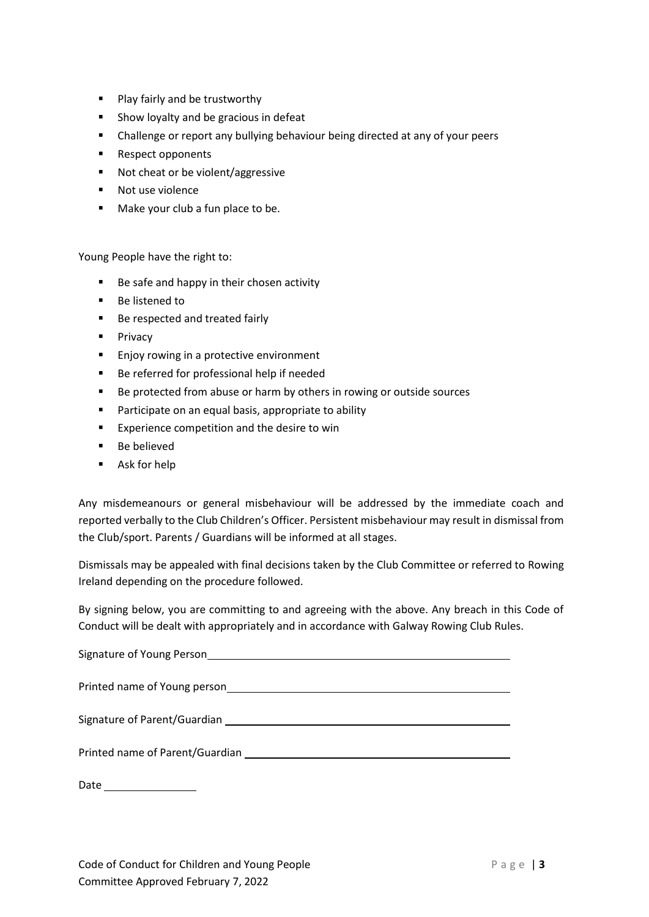- Play fairly and be trustworthy
- Show loyalty and be gracious in defeat
- Challenge or report any bullying behaviour being directed at any of your peers
- Respect opponents
- Not cheat or be violent/aggressive
- Not use violence
- Make your club a fun place to be.

Young People have the right to:

- Be safe and happy in their chosen activity
- Be listened to
- Be respected and treated fairly
- Privacy
- Enjoy rowing in a protective environment
- Be referred for professional help if needed
- Be protected from abuse or harm by others in rowing or outside sources
- Participate on an equal basis, appropriate to ability
- Experience competition and the desire to win
- Be believed
- Ask for help

Any misdemeanours or general misbehaviour will be addressed by the immediate coach and reported verbally to the Club Children's Officer. Persistent misbehaviour may result in dismissal from the Club/sport. Parents / Guardians will be informed at all stages.

Dismissals may be appealed with final decisions taken by the Club Committee or referred to Rowing Ireland depending on the procedure followed.

By signing below, you are committing to and agreeing with the above. Any breach in this Code of Conduct will be dealt with appropriately and in accordance with Galway Rowing Club Rules.

Signature of Young Person ____________________________________________

Printed name of Young person ____________________________________________

Signature of Parent/Guardian ____________________________________________

Printed name of Parent/Guardian ____________________________________________

Date ________________

Code of Conduct for Children and Young People
Committee Approved February 7, 2022